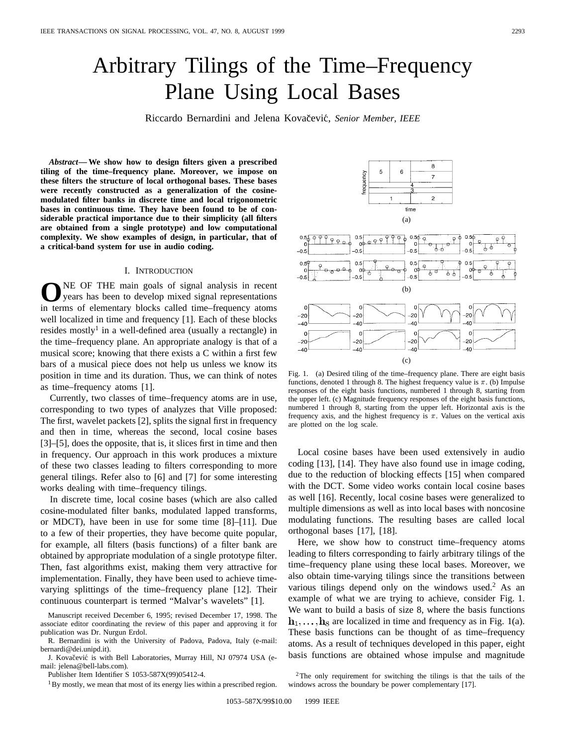# Arbitrary Tilings of the Time–Frequency Plane Using Local Bases

Riccardo Bernardini and Jelena Kovačević, *Senior Member, IEEE*

***Abstract*— We show how to design filters given a prescribed tiling of the time–frequency plane. Moreover, we impose on these filters the structure of local orthogonal bases. These bases were recently constructed as a generalization of the cosine-modulated filter banks in discrete time and local trigonometric bases in continuous time. They have been found to be of considerable practical importance due to their simplicity (all filters are obtained from a single prototype) and low computational complexity. We show examples of design, in particular, that of a critical-band system for use in audio coding.**

## I. Introduction

One of the main goals of signal analysis in recent years has been to develop mixed signal representations in terms of elementary blocks called time–frequency atoms well localized in time and frequency [1]. Each of these blocks resides mostly[1] in a well-defined area (usually a rectangle) in the time–frequency plane. An appropriate analogy is that of a musical score; knowing that there exists a C within a first few bars of a musical piece does not help us unless we know its position in time and its duration. Thus, we can think of notes as time–frequency atoms [1].

Currently, two classes of time–frequency atoms are in use, corresponding to two types of analyzes that Ville proposed: The first, wavelet packets [2], splits the signal first in frequency and then in time, whereas the second, local cosine bases [3]–[5], does the opposite, that is, it slices first in time and then in frequency. Our approach in this work produces a mixture of these two classes leading to filters corresponding to more general tilings. Refer also to [6] and [7] for some interesting works dealing with time–frequency tilings.

In discrete time, local cosine bases (which are also called cosine-modulated filter banks, modulated lapped transforms, or MDCT), have been in use for some time [8]–[11]. Due to a few of their properties, they have become quite popular, for example, all filters (basis functions) of a filter bank are obtained by appropriate modulation of a single prototype filter. Then, fast algorithms exist, making them very attractive for implementation. Finally, they have been used to achieve time-varying splittings of the time–frequency plane [12]. Their continuous counterpart is termed "Malvar's wavelets" [1].

Fig. 1. (a) Desired tiling of the time–frequency plane. There are eight basis functions, denoted 1 through 8. The highest frequency value is $\pi$. (b) Impulse responses of the eight basis functions, numbered 1 through 8, starting from the upper left. (c) Magnitude frequency responses of the eight basis functions, numbered 1 through 8, starting from the upper left. Horizontal axis is the frequency axis, and the highest frequency is $\pi$. Values on the vertical axis are plotted on the log scale.

Local cosine bases have been used extensively in audio coding [13], [14]. They have also found use in image coding, due to the reduction of blocking effects [15] when compared with the DCT. Some video works contain local cosine bases as well [16]. Recently, local cosine bases were generalized to multiple dimensions as well as into local bases with noncosine modulating functions. The resulting bases are called local orthogonal bases [17], [18].

Here, we show how to construct time–frequency atoms leading to filters corresponding to fairly arbitrary tilings of the time–frequency plane using these local bases. Moreover, we also obtain time-varying tilings since the transitions between various tilings depend only on the windows used.[2] As an example of what we are trying to achieve, consider Fig. 1. We want to build a basis of size 8, where the basis functions $\mathbf{h}_1, \ldots, \mathbf{h}_8$ are localized in time and frequency as in Fig. 1(a). These basis functions can be thought of as time–frequency atoms. As a result of techniques developed in this paper, eight basis functions are obtained whose impulse and magnitude

---

Manuscript received December 6, 1995; revised December 17, 1998. The associate editor coordinating the review of this paper and approving it for publication was Dr. Nurgun Erdol.

R. Bernardini is with the University of Padova, Padova, Italy (e-mail: bernardi@dei.unipd.it).

J. Kovačević is with Bell Laboratories, Murray Hill, NJ 07974 USA (e-mail: jelena@bell-labs.com).

Publisher Item Identifier S 1053-587X(99)05412-4.

[1] By mostly, we mean that most of its energy lies within a prescribed region.

[2] The only requirement for switching the tilings is that the tails of the windows across the boundary be power complementary [17].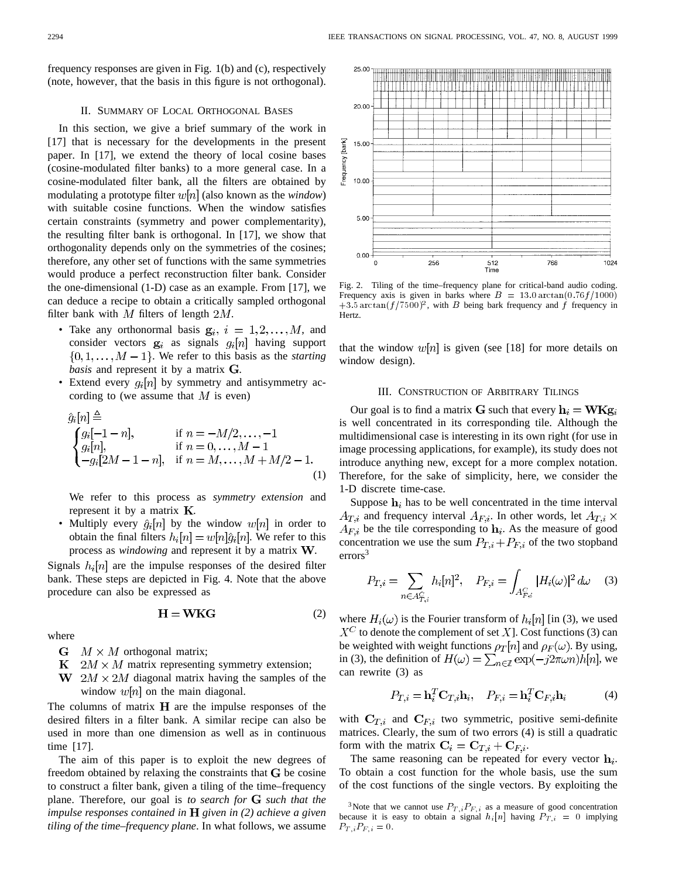frequency responses are given in Fig. 1(b) and (c), respectively (note, however, that the basis in this figure is not orthogonal).

## II. Summary of Local Orthogonal Bases

In this section, we give a brief summary of the work in [17] that is necessary for the developments in the present paper. In [17], we extend the theory of local cosine bases (cosine-modulated filter banks) to a more general case. In a cosine-modulated filter bank, all the filters are obtained by modulating a prototype filter $w[n]$ (also known as the *window*) with suitable cosine functions. When the window satisfies certain constraints (symmetry and power complementarity), the resulting filter bank is orthogonal. In [17], we show that orthogonality depends only on the symmetries of the cosines; therefore, any other set of functions with the same symmetries would produce a perfect reconstruction filter bank. Consider the one-dimensional (1-D) case as an example. From [17], we can deduce a recipe to obtain a critically sampled orthogonal filter bank with $M$ filters of length $2M$.

- Take any orthonormal basis $\mathbf{g}_i$, $i = 1, 2, \ldots, M$, and consider vectors $\mathbf{g}_i$ as signals $g_i[n]$ having support $\{0, 1, \ldots, M-1\}$. We refer to this basis as the *starting basis* and represent it by a matrix $\mathbf{G}$.
- Extend every $g_i[n]$ by symmetry and antisymmetry according to (we assume that $M$ is even)

$$\hat{g}_i[n] \triangleq \begin{cases} g_i[-1-n], & \text{if } n = -M/2, \ldots, -1 \\ g_i[n], & \text{if } n = 0, \ldots, M-1 \\ -g_i[2M-1-n], & \text{if } n = M, \ldots, M + M/2 - 1. \end{cases} \tag{1}$$

  We refer to this process as *symmetry extension* and represent it by a matrix $\mathbf{K}$.
- Multiply every $\hat{g}_i[n]$ by the window $w[n]$ in order to obtain the final filters $h_i[n] = w[n]\hat{g}_i[n]$. We refer to this process as *windowing* and represent it by a matrix $\mathbf{W}$.

Signals $h_i[n]$ are the impulse responses of the desired filter bank. These steps are depicted in Fig. 4. Note that the above procedure can also be expressed as

$$\mathbf{H} = \mathbf{WKG} \tag{2}$$

where

- $\mathbf{G}$ $M \times M$ orthogonal matrix;
- $\mathbf{K}$ $2M \times M$ matrix representing symmetry extension;
- $\mathbf{W}$ $2M \times 2M$ diagonal matrix having the samples of the window $w[n]$ on the main diagonal.

The columns of matrix $\mathbf{H}$ are the impulse responses of the desired filters in a filter bank. A similar recipe can also be used in more than one dimension as well as in continuous time [17].

The aim of this paper is to exploit the new degrees of freedom obtained by relaxing the constraints that $\mathbf{G}$ be cosine to construct a filter bank, given a tiling of the time–frequency plane. Therefore, our goal is *to search for* $\mathbf{G}$ *such that the impulse responses contained in* $\mathbf{H}$ *given in (2) achieve a given tiling of the time–frequency plane*. In what follows, we assume that the window $w[n]$ is given (see [18] for more details on window design).

Fig. 2. Tiling of the time–frequency plane for critical-band audio coding. Frequency axis is given in barks where $B = 13.0 \arctan(0.76f/1000) + 3.5 \arctan(f/7500)^2$, with $B$ being bark frequency and $f$ frequency in Hertz.

## III. Construction of Arbitrary Tilings

Our goal is to find a matrix $\mathbf{G}$ such that every $\mathbf{h}_i = \mathbf{WKg}_i$ is well concentrated in its corresponding tile. Although the multidimensional case is interesting in its own right (for use in image processing applications, for example), its study does not introduce anything new, except for a more complex notation. Therefore, for the sake of simplicity, here, we consider the 1-D discrete time-case.

Suppose $\mathbf{h}_i$ has to be well concentrated in the time interval $A_{T,i}$ and frequency interval $A_{F,i}$. In other words, let $A_{T,i} \times A_{F,i}$ be the tile corresponding to $\mathbf{h}_i$. As the measure of good concentration we use the sum $P_{T,i} + P_{F,i}$ of the two stopband errors[3]

$$P_{T,i} = \sum_{n \in A_{T,i}^C} h_i[n]^2, \quad P_{F,i} = \int_{A_{F,i}^C} |H_i(\omega)|^2 \, d\omega \tag{3}$$

where $H_i(\omega)$ is the Fourier transform of $h_i[n]$ [in (3), we used $X^C$ to denote the complement of set $X$]. Cost functions (3) can be weighted with weight functions $\rho_T[n]$ and $\rho_F(\omega)$. By using, in (3), the definition of $H(\omega) = \sum_{n \in \mathbb{Z}} \exp(-j2\pi\omega n) h[n]$, we can rewrite (3) as

$$P_{T,i} = \mathbf{h}_i^T \mathbf{C}_{T,i} \mathbf{h}_i, \quad P_{F,i} = \mathbf{h}_i^T \mathbf{C}_{F,i} \mathbf{h}_i \tag{4}$$

with $\mathbf{C}_{T,i}$ and $\mathbf{C}_{F,i}$ two symmetric, positive semi-definite matrices. Clearly, the sum of two errors (4) is still a quadratic form with the matrix $\mathbf{C}_i = \mathbf{C}_{T,i} + \mathbf{C}_{F,i}$.

The same reasoning can be repeated for every vector $\mathbf{h}_i$. To obtain a cost function for the whole basis, use the sum of the cost functions of the single vectors. By exploiting the

[3] Note that we cannot use $P_{T,i}P_{F,i}$ as a measure of good concentration because it is easy to obtain a signal $h_i[n]$ having $P_{T,i} = 0$ implying $P_{T,i}P_{F,i} = 0$.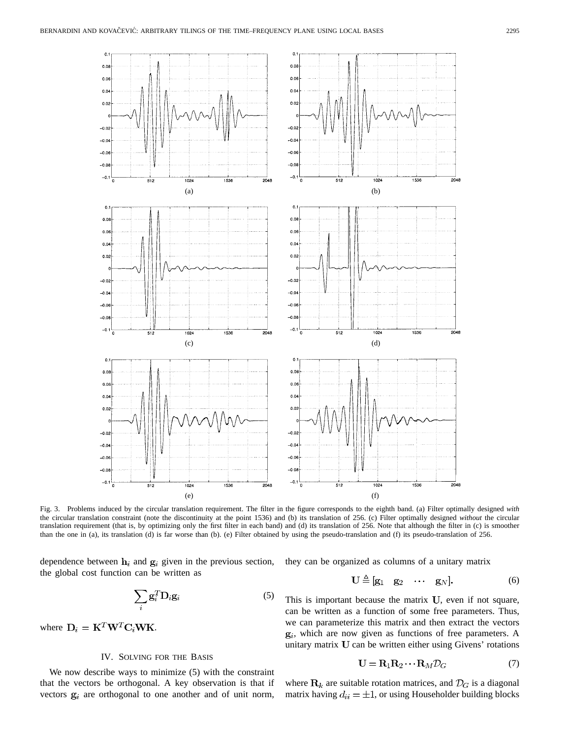Fig. 3. Problems induced by the circular translation requirement. The filter in the figure corresponds to the eighth band. (a) Filter optimally designed *with* the circular translation constraint (note the discontinuity at the point 1536) and (b) its translation of 256. (c) Filter optimally designed *without* the circular translation requirement (that is, by optimizing only the first filter in each band) and (d) its translation of 256. Note that although the filter in (c) is smoother than the one in (a), its translation (d) is far worse than (b). (e) Filter obtained by using the pseudo-translation and (f) its pseudo-translation of 256.

dependence between $\mathbf{h}_i$ and $\mathbf{g}_i$ given in the previous section, the global cost function can be written as

$$\sum_i \mathbf{g}_i^T \mathbf{D}_i \mathbf{g}_i \tag{5}$$

where $\mathbf{D}_i = \mathbf{K}^T \mathbf{W}^T \mathbf{C}_i \mathbf{W} \mathbf{K}$.

## IV. Solving for the Basis

We now describe ways to minimize (5) with the constraint that the vectors be orthogonal. A key observation is that if vectors $\mathbf{g}_i$ are orthogonal to one another and of unit norm, they can be organized as columns of a unitary matrix

$$\mathbf{U} \triangleq [\mathbf{g}_1 \quad \mathbf{g}_2 \quad \cdots \quad \mathbf{g}_N]. \tag{6}$$

This is important because the matrix $\mathbf{U}$, even if not square, can be written as a function of some free parameters. Thus, we can parameterize this matrix and then extract the vectors $\mathbf{g}_i$, which are now given as functions of free parameters. A unitary matrix $\mathbf{U}$ can be written either using Givens' rotations

$$\mathbf{U} = \mathbf{R}_1 \mathbf{R}_2 \cdots \mathbf{R}_M \mathcal{D}_G \tag{7}$$

where $\mathbf{R}_k$ are suitable rotation matrices, and $\mathcal{D}_G$ is a diagonal matrix having $d_{ii} = \pm 1$, or using Householder building blocks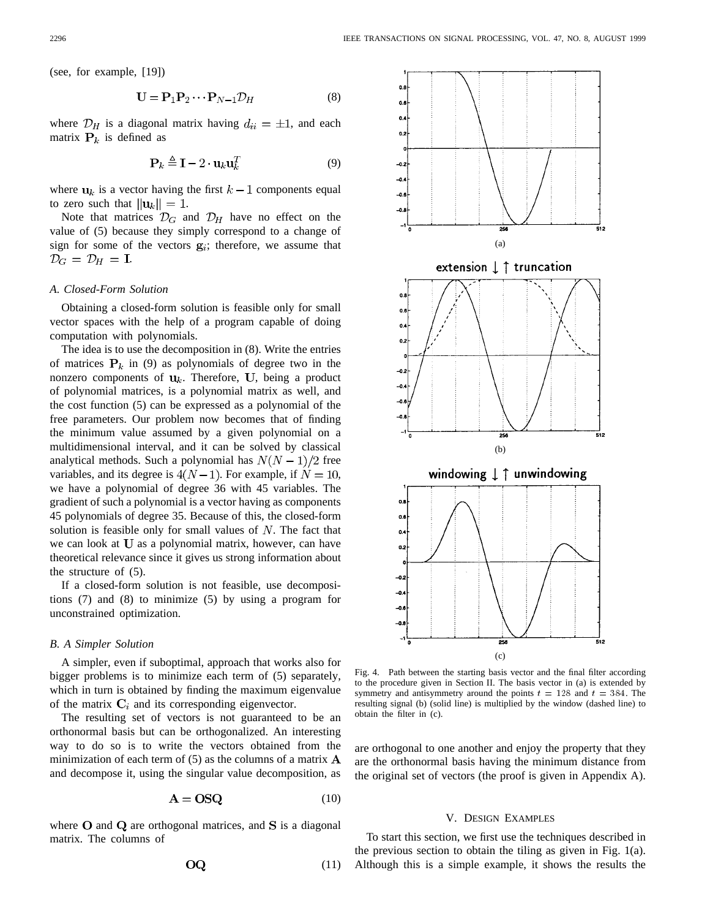(see, for example, [19])

$$\mathbf{U} = \mathbf{P}_1\mathbf{P}_2\cdots\mathbf{P}_{N-1}\mathcal{D}_H \tag{8}$$

where $\mathcal{D}_H$ is a diagonal matrix having $d_{ii} = \pm 1$, and each matrix $\mathbf{P}_k$ is defined as

$$\mathbf{P}_k \triangleq \mathbf{I} - 2 \cdot \mathbf{u}_k\mathbf{u}_k^T \tag{9}$$

where $\mathbf{u}_k$ is a vector having the first $k-1$ components equal to zero such that $\|\mathbf{u}_k\| = 1$.

Note that matrices $\mathcal{D}_G$ and $\mathcal{D}_H$ have no effect on the value of (5) because they simply correspond to a change of sign for some of the vectors $\mathbf{g}_i$; therefore, we assume that $\mathcal{D}_G = \mathcal{D}_H = \mathbf{I}$.

### A. Closed-Form Solution

Obtaining a closed-form solution is feasible only for small vector spaces with the help of a program capable of doing computation with polynomials.

The idea is to use the decomposition in (8). Write the entries of matrices $\mathbf{P}_k$ in (9) as polynomials of degree two in the nonzero components of $\mathbf{u}_k$. Therefore, $\mathbf{U}$, being a product of polynomial matrices, is a polynomial matrix as well, and the cost function (5) can be expressed as a polynomial of the free parameters. Our problem now becomes that of finding the minimum value assumed by a given polynomial on a multidimensional interval, and it can be solved by classical analytical methods. Such a polynomial has $N(N-1)/2$ free variables, and its degree is $4(N-1)$. For example, if $N = 10$, we have a polynomial of degree 36 with 45 variables. The gradient of such a polynomial is a vector having as components 45 polynomials of degree 35. Because of this, the closed-form solution is feasible only for small values of $N$. The fact that we can look at $\mathbf{U}$ as a polynomial matrix, however, can have theoretical relevance since it gives us strong information about the structure of (5).

If a closed-form solution is not feasible, use decompositions (7) and (8) to minimize (5) by using a program for unconstrained optimization.

### B. A Simpler Solution

A simpler, even if suboptimal, approach that works also for bigger problems is to minimize each term of (5) separately, which in turn is obtained by finding the maximum eigenvalue of the matrix $\mathbf{C}_i$ and its corresponding eigenvector.

The resulting set of vectors is not guaranteed to be an orthonormal basis but can be orthogonalized. An interesting way to do so is to write the vectors obtained from the minimization of each term of (5) as the columns of a matrix $\mathbf{A}$ and decompose it, using the singular value decomposition, as

$$\mathbf{A} = \mathbf{OSQ} \tag{10}$$

where $\mathbf{O}$ and $\mathbf{Q}$ are orthogonal matrices, and $\mathbf{S}$ is a diagonal matrix. The columns of

$$\mathbf{OQ} \tag{11}$$

are orthogonal to one another and enjoy the property that they are the orthonormal basis having the minimum distance from the original set of vectors (the proof is given in Appendix A).

Fig. 4. Path between the starting basis vector and the final filter according to the procedure given in Section II. The basis vector in (a) is extended by symmetry and antisymmetry around the points $t = 128$ and $t = 384$. The resulting signal (b) (solid line) is multiplied by the window (dashed line) to obtain the filter in (c).

## V. Design Examples

To start this section, we first use the techniques described in the previous section to obtain the tiling as given in Fig. 1(a). Although this is a simple example, it shows the results the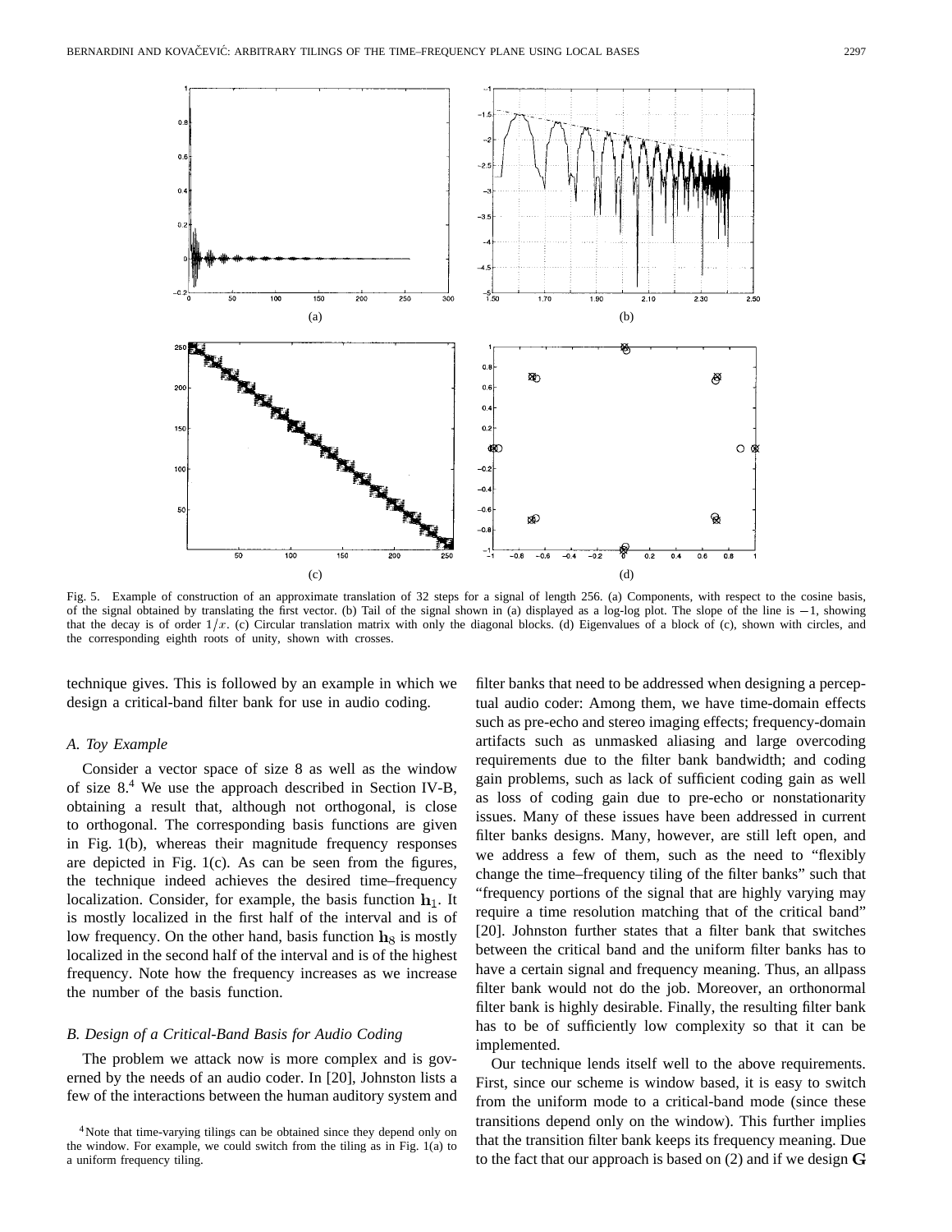Fig. 5. Example of construction of an approximate translation of 32 steps for a signal of length 256. (a) Components, with respect to the cosine basis, of the signal obtained by translating the first vector. (b) Tail of the signal shown in (a) displayed as a log-log plot. The slope of the line is $-1$, showing that the decay is of order $1/x$. (c) Circular translation matrix with only the diagonal blocks. (d) Eigenvalues of a block of (c), shown with circles, and the corresponding eighth roots of unity, shown with crosses.

technique gives. This is followed by an example in which we design a critical-band filter bank for use in audio coding.

### A. Toy Example

Consider a vector space of size 8 as well as the window of size 8.[4] We use the approach described in Section IV-B, obtaining a result that, although not orthogonal, is close to orthogonal. The corresponding basis functions are given in Fig. 1(b), whereas their magnitude frequency responses are depicted in Fig. 1(c). As can be seen from the figures, the technique indeed achieves the desired time–frequency localization. Consider, for example, the basis function $\mathbf{h}_1$. It is mostly localized in the first half of the interval and is of low frequency. On the other hand, basis function $\mathbf{h}_8$ is mostly localized in the second half of the interval and is of the highest frequency. Note how the frequency increases as we increase the number of the basis function.

### B. Design of a Critical-Band Basis for Audio Coding

The problem we attack now is more complex and is governed by the needs of an audio coder. In [20], Johnston lists a few of the interactions between the human auditory system and filter banks that need to be addressed when designing a perceptual audio coder: Among them, we have time-domain effects such as pre-echo and stereo imaging effects; frequency-domain artifacts such as unmasked aliasing and large overcoding requirements due to the filter bank bandwidth; and coding gain problems, such as lack of sufficient coding gain as well as loss of coding gain due to pre-echo or nonstationarity issues. Many of these issues have been addressed in current filter banks designs. Many, however, are still left open, and we address a few of them, such as the need to "flexibly change the time–frequency tiling of the filter banks" such that "frequency portions of the signal that are highly varying may require a time resolution matching that of the critical band" [20]. Johnston further states that a filter bank that switches between the critical band and the uniform filter banks has to have a certain signal and frequency meaning. Thus, an allpass filter bank would not do the job. Moreover, an orthonormal filter bank is highly desirable. Finally, the resulting filter bank has to be of sufficiently low complexity so that it can be implemented.

Our technique lends itself well to the above requirements. First, since our scheme is window based, it is easy to switch from the uniform mode to a critical-band mode (since these transitions depend only on the window). This further implies that the transition filter bank keeps its frequency meaning. Due to the fact that our approach is based on (2) and if we design $\mathbf{G}$

[4] Note that time-varying tilings can be obtained since they depend only on the window. For example, we could switch from the tiling as in Fig. 1(a) to a uniform frequency tiling.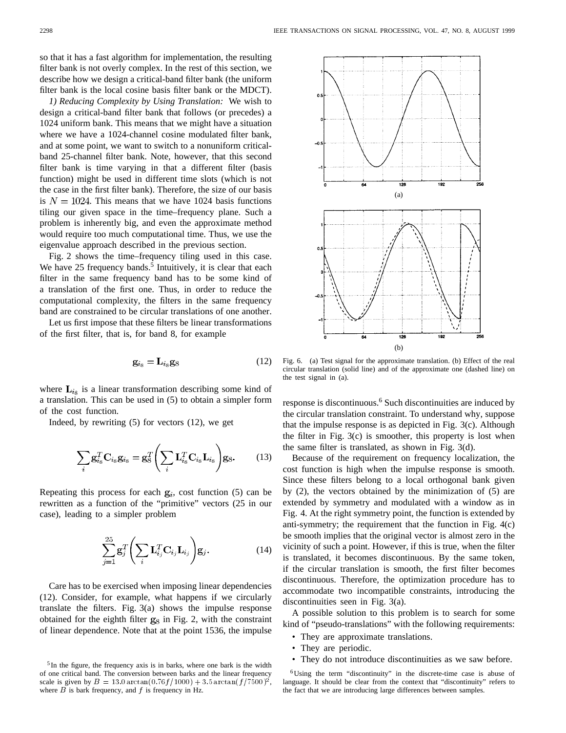so that it has a fast algorithm for implementation, the resulting filter bank is not overly complex. In the rest of this section, we describe how we design a critical-band filter bank (the uniform filter bank is the local cosine basis filter bank or the MDCT).

*1) Reducing Complexity by Using Translation:* We wish to design a critical-band filter bank that follows (or precedes) a 1024 uniform bank. This means that we might have a situation where we have a 1024-channel cosine modulated filter bank, and at some point, we want to switch to a nonuniform critical-band 25-channel filter bank. Note, however, that this second filter bank is time varying in that a different filter (basis function) might be used in different time slots (which is not the case in the first filter bank). Therefore, the size of our basis is $N = 1024$. This means that we have 1024 basis functions tiling our given space in the time–frequency plane. Such a problem is inherently big, and even the approximate method would require too much computational time. Thus, we use the eigenvalue approach described in the previous section.

Fig. 2 shows the time–frequency tiling used in this case. We have 25 frequency bands.[5] Intuitively, it is clear that each filter in the same frequency band has to be some kind of a translation of the first one. Thus, in order to reduce the computational complexity, the filters in the same frequency band are constrained to be circular translations of one another.

Let us first impose that these filters be linear transformations of the first filter, that is, for band 8, for example

$$\mathbf{g}_{i_8} = \mathbf{L}_{i_8}\mathbf{g}_8 \tag{12}$$

where $\mathbf{L}_{i_8}$ is a linear transformation describing some kind of a translation. This can be used in (5) to obtain a simpler form of the cost function.

Indeed, by rewriting (5) for vectors (12), we get

$$\sum_i \mathbf{g}_{i_8}^T \mathbf{C}_{i_8} \mathbf{g}_{i_8} = \mathbf{g}_8^T \left( \sum_i \mathbf{L}_{i_8}^T \mathbf{C}_{i_8} \mathbf{L}_{i_8} \right) \mathbf{g}_8. \tag{13}$$

Repeating this process for each $\mathbf{g}_i$, cost function (5) can be rewritten as a function of the "primitive" vectors (25 in our case), leading to a simpler problem

$$\sum_{j=1}^{25} \mathbf{g}_j^T \left( \sum_i \mathbf{L}_{i_j}^T \mathbf{C}_{i_j} \mathbf{L}_{i_j} \right) \mathbf{g}_j. \tag{14}$$

Care has to be exercised when imposing linear dependencies (12). Consider, for example, what happens if we circularly translate the filters. Fig. 3(a) shows the impulse response obtained for the eighth filter $\mathbf{g}_8$ in Fig. 2, with the constraint of linear dependence. Note that at the point 1536, the impulse response is discontinuous.[6] Such discontinuities are induced by the circular translation constraint. To understand why, suppose that the impulse response is as depicted in Fig. 3(c). Although the filter in Fig. 3(c) is smoother, this property is lost when the same filter is translated, as shown in Fig. 3(d).

Fig. 6. (a) Test signal for the approximate translation. (b) Effect of the real circular translation (solid line) and of the approximate one (dashed line) on the test signal in (a).

Because of the requirement on frequency localization, the cost function is high when the impulse response is smooth. Since these filters belong to a local orthogonal bank given by (2), the vectors obtained by the minimization of (5) are extended by symmetry and modulated with a window as in Fig. 4. At the right symmetry point, the function is extended by anti-symmetry; the requirement that the function in Fig. 4(c) be smooth implies that the original vector is almost zero in the vicinity of such a point. However, if this is true, when the filter is translated, it becomes discontinuous. By the same token, if the circular translation is smooth, the first filter becomes discontinuous. Therefore, the optimization procedure has to accommodate two incompatible constraints, introducing the discontinuities seen in Fig. 3(a).

A possible solution to this problem is to search for some kind of "pseudo-translations" with the following requirements:

- They are approximate translations.
- They are periodic.
- They do not introduce discontinuities as we saw before.

[5] In the figure, the frequency axis is in barks, where one bark is the width of one critical band. The conversion between barks and the linear frequency scale is given by $B = 13.0 \arctan(0.76f/1000) + 3.5 \arctan(f/7500)^2$, where $B$ is bark frequency, and $f$ is frequency in Hz.

[6] Using the term "discontinuity" in the discrete-time case is abuse of language. It should be clear from the context that "discontinuity" refers to the fact that we are introducing large differences between samples.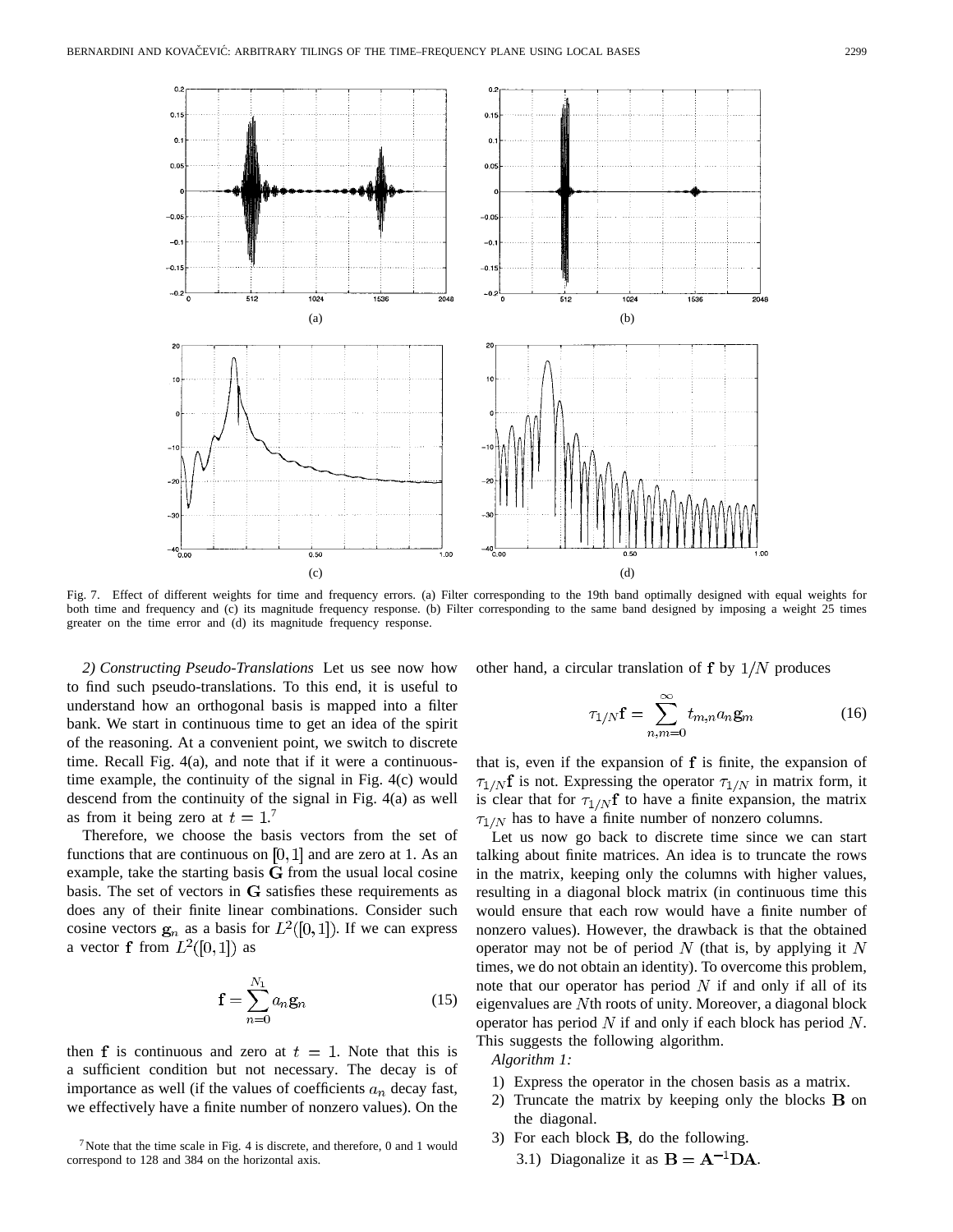Fig. 7. Effect of different weights for time and frequency errors. (a) Filter corresponding to the 19th band optimally designed with equal weights for both time and frequency and (c) its magnitude frequency response. (b) Filter corresponding to the same band designed by imposing a weight 25 times greater on the time error and (d) its magnitude frequency response.

*2) Constructing Pseudo-Translations:* Let us see now how to find such pseudo-translations. To this end, it is useful to understand how an orthogonal basis is mapped into a filter bank. We start in continuous time to get an idea of the spirit of the reasoning. At a convenient point, we switch to discrete time. Recall Fig. 4(a), and note that if it were a continuous-time example, the continuity of the signal in Fig. 4(c) would descend from the continuity of the signal in Fig. 4(a) as well as from it being zero at $t = 1$.[7]

Therefore, we choose the basis vectors from the set of functions that are continuous on $[0, 1]$ and are zero at 1. As an example, take the starting basis $\mathbf{G}$ from the usual local cosine basis. The set of vectors in $\mathbf{G}$ satisfies these requirements as does any of their finite linear combinations. Consider such cosine vectors $\mathbf{g}_n$ as a basis for $L^2([0, 1])$. If we can express a vector $\mathbf{f}$ from $L^2([0, 1])$ as

$$\mathbf{f} = \sum_{n=0}^{N_1} a_n \mathbf{g}_n \tag{15}$$

then $\mathbf{f}$ is continuous and zero at $t = 1$. Note that this is a sufficient condition but not necessary. The decay is of importance as well (if the values of coefficients $a_n$ decay fast, we effectively have a finite number of nonzero values). On the other hand, a circular translation of $\mathbf{f}$ by $1/N$ produces

$$\tau_{1/N}\mathbf{f} = \sum_{n,m=0}^{\infty} t_{m,n} a_n \mathbf{g}_m \tag{16}$$

that is, even if the expansion of $\mathbf{f}$ is finite, the expansion of $\tau_{1/N}\mathbf{f}$ is not. Expressing the operator $\tau_{1/N}$ in matrix form, it is clear that for $\tau_{1/N}\mathbf{f}$ to have a finite expansion, the matrix $\tau_{1/N}$ has to have a finite number of nonzero columns.

Let us now go back to discrete time since we can start talking about finite matrices. An idea is to truncate the rows in the matrix, keeping only the columns with higher values, resulting in a diagonal block matrix (in continuous time this would ensure that each row would have a finite number of nonzero values). However, the drawback is that the obtained operator may not be of period $N$ (that is, by applying it $N$ times, we do not obtain an identity). To overcome this problem, note that our operator has period $N$ if and only if all of its eigenvalues are $N$th roots of unity. Moreover, a diagonal block operator has period $N$ if and only if each block has period $N$. This suggests the following algorithm.

*Algorithm 1:*

1) Express the operator in the chosen basis as a matrix.
2) Truncate the matrix by keeping only the blocks $\mathbf{B}$ on the diagonal.
3) For each block $\mathbf{B}$, do the following.
   3.1) Diagonalize it as $\mathbf{B} = \mathbf{A}^{-1}\mathbf{D}\mathbf{A}$.

[7] Note that the time scale in Fig. 4 is discrete, and therefore, 0 and 1 would correspond to 128 and 384 on the horizontal axis.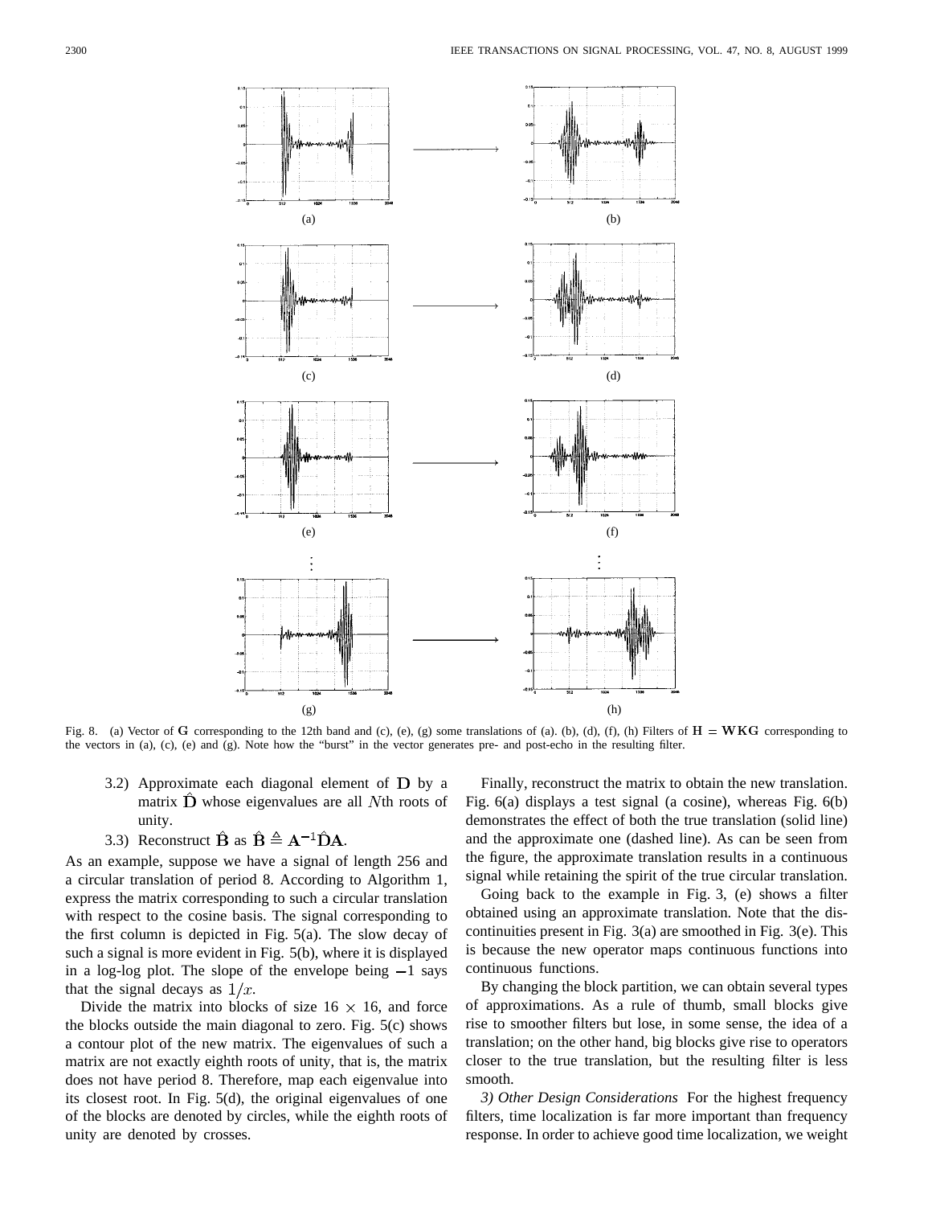Fig. 8. (a) Vector of $\mathbf{G}$ corresponding to the 12th band and (c), (e), (g) some translations of (a). (b), (d), (f), (h) Filters of $\mathbf{H} = \mathbf{WKG}$ corresponding to the vectors in (a), (c), (e) and (g). Note how the "burst" in the vector generates pre- and post-echo in the resulting filter.

3.2) Approximate each diagonal element of $\mathbf{D}$ by a matrix $\hat{\mathbf{D}}$ whose eigenvalues are all $N$th roots of unity.

3.3) Reconstruct $\hat{\mathbf{B}}$ as $\hat{\mathbf{B}} \triangleq \mathbf{A}^{-1}\hat{\mathbf{D}}\mathbf{A}$.

As an example, suppose we have a signal of length 256 and a circular translation of period 8. According to Algorithm 1, express the matrix corresponding to such a circular translation with respect to the cosine basis. The signal corresponding to the first column is depicted in Fig. 5(a). The slow decay of such a signal is more evident in Fig. 5(b), where it is displayed in a log-log plot. The slope of the envelope being $-1$ says that the signal decays as $1/x$.

Divide the matrix into blocks of size $16 \times 16$, and force the blocks outside the main diagonal to zero. Fig. 5(c) shows a contour plot of the new matrix. The eigenvalues of such a matrix are not exactly eighth roots of unity, that is, the matrix does not have period 8. Therefore, map each eigenvalue into its closest root. In Fig. 5(d), the original eigenvalues of one of the blocks are denoted by circles, while the eighth roots of unity are denoted by crosses.

Finally, reconstruct the matrix to obtain the new translation. Fig. 6(a) displays a test signal (a cosine), whereas Fig. 6(b) demonstrates the effect of both the true translation (solid line) and the approximate one (dashed line). As can be seen from the figure, the approximate translation results in a continuous signal while retaining the spirit of the true circular translation.

Going back to the example in Fig. 3, (e) shows a filter obtained using an approximate translation. Note that the discontinuities present in Fig. 3(a) are smoothed in Fig. 3(e). This is because the new operator maps continuous functions into continuous functions.

By changing the block partition, we can obtain several types of approximations. As a rule of thumb, small blocks give rise to smoother filters but lose, in some sense, the idea of a translation; on the other hand, big blocks give rise to operators closer to the true translation, but the resulting filter is less smooth.

*3) Other Design Considerations*: For the highest frequency filters, time localization is far more important than frequency response. In order to achieve good time localization, we weight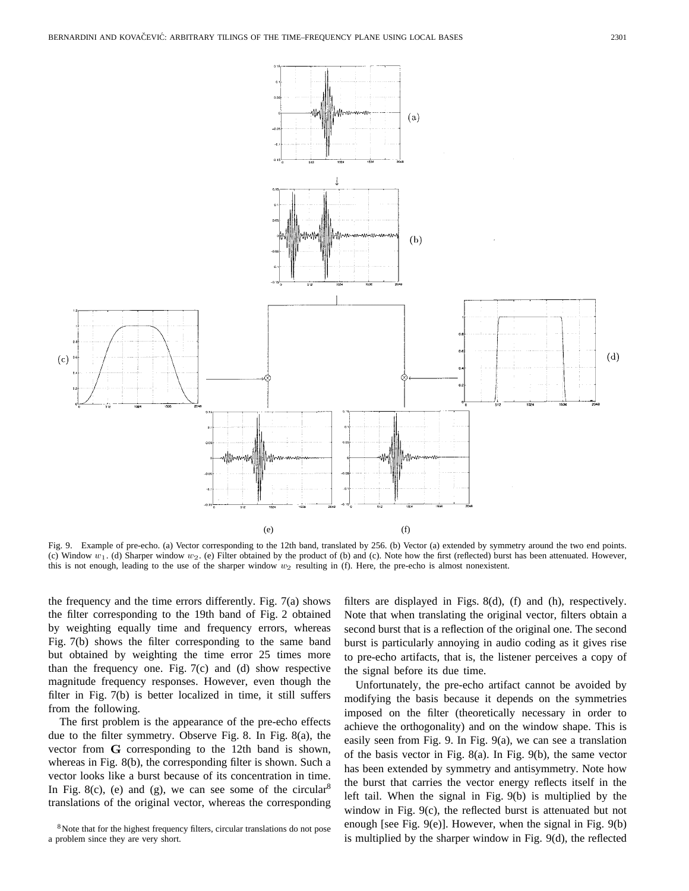Fig. 9. Example of pre-echo. (a) Vector corresponding to the 12th band, translated by 256. (b) Vector (a) extended by symmetry around the two end points. (c) Window $w_1$. (d) Sharper window $w_2$. (e) Filter obtained by the product of (b) and (c). Note how the first (reflected) burst has been attenuated. However, this is not enough, leading to the use of the sharper window $w_2$ resulting in (f). Here, the pre-echo is almost nonexistent.

the frequency and the time errors differently. Fig. 7(a) shows the filter corresponding to the 19th band of Fig. 2 obtained by weighting equally time and frequency errors, whereas Fig. 7(b) shows the filter corresponding to the same band but obtained by weighting the time error 25 times more than the frequency one. Fig. 7(c) and (d) show respective magnitude frequency responses. However, even though the filter in Fig. 7(b) is better localized in time, it still suffers from the following.

The first problem is the appearance of the pre-echo effects due to the filter symmetry. Observe Fig. 8. In Fig. 8(a), the vector from $\mathbf{G}$ corresponding to the 12th band is shown, whereas in Fig. 8(b), the corresponding filter is shown. Such a vector looks like a burst because of its concentration in time. In Fig. 8(c), (e) and (g), we can see some of the circular[8] translations of the original vector, whereas the corresponding filters are displayed in Figs. 8(d), (f) and (h), respectively. Note that when translating the original vector, filters obtain a second burst that is a reflection of the original one. The second burst is particularly annoying in audio coding as it gives rise to pre-echo artifacts, that is, the listener perceives a copy of the signal before its due time.

Unfortunately, the pre-echo artifact cannot be avoided by modifying the basis because it depends on the symmetries imposed on the filter (theoretically necessary in order to achieve the orthogonality) and on the window shape. This is easily seen from Fig. 9. In Fig. 9(a), we can see a translation of the basis vector in Fig. 8(a). In Fig. 9(b), the same vector has been extended by symmetry and antisymmetry. Note how the burst that carries the vector energy reflects itself in the left tail. When the signal in Fig. 9(b) is multiplied by the window in Fig. 9(c), the reflected burst is attenuated but not enough [see Fig. 9(e)]. However, when the signal in Fig. 9(b) is multiplied by the sharper window in Fig. 9(d), the reflected

[8] Note that for the highest frequency filters, circular translations do not pose a problem since they are very short.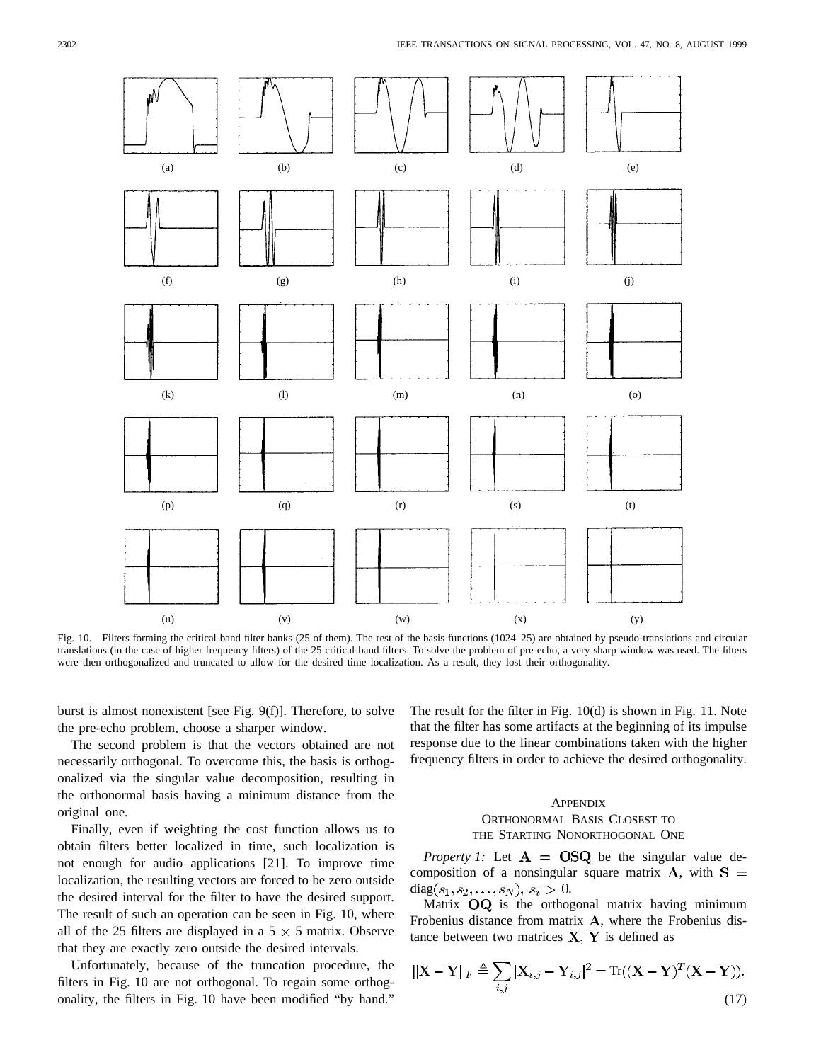Fig. 10. Filters forming the critical-band filter banks (25 of them). The rest of the basis functions (1024–25) are obtained by pseudo-translations and circular translations (in the case of higher frequency filters) of the 25 critical-band filters. To solve the problem of pre-echo, a very sharp window was used. The filters were then orthogonalized and truncated to allow for the desired time localization. As a result, they lost their orthogonality.

burst is almost nonexistent [see Fig. 9(f)]. Therefore, to solve the pre-echo problem, choose a sharper window.

The second problem is that the vectors obtained are not necessarily orthogonal. To overcome this, the basis is orthogonalized via the singular value decomposition, resulting in the orthonormal basis having a minimum distance from the original one.

Finally, even if weighting the cost function allows us to obtain filters better localized in time, such localization is not enough for audio applications [21]. To improve time localization, the resulting vectors are forced to be zero outside the desired interval for the filter to have the desired support. The result of such an operation can be seen in Fig. 10, where all of the 25 filters are displayed in a $5 \times 5$ matrix. Observe that they are exactly zero outside the desired intervals.

Unfortunately, because of the truncation procedure, the filters in Fig. 10 are not orthogonal. To regain some orthogonality, the filters in Fig. 10 have been modified "by hand." The result for the filter in Fig. 10(d) is shown in Fig. 11. Note that the filter has some artifacts at the beginning of its impulse response due to the linear combinations taken with the higher frequency filters in order to achieve the desired orthogonality.

## Appendix
## Orthonormal Basis Closest to the Starting Nonorthogonal One

*Property 1:* Let $\mathbf{A} = \mathbf{OSQ}$ be the singular value decomposition of a nonsingular square matrix $\mathbf{A}$, with $\mathbf{S} = \text{diag}(s_1, s_2, \ldots, s_N),\ s_i > 0$.

Matrix $\mathbf{OQ}$ is the orthogonal matrix having minimum Frobenius distance from matrix $\mathbf{A}$, where the Frobenius distance between two matrices $\mathbf{X}$, $\mathbf{Y}$ is defined as

$$\|\mathbf{X} - \mathbf{Y}\|_F \triangleq \sum_{i,j} |\mathbf{X}_{i,j} - \mathbf{Y}_{i,j}|^2 = \text{Tr}((\mathbf{X} - \mathbf{Y})^T(\mathbf{X} - \mathbf{Y})). \tag{17}$$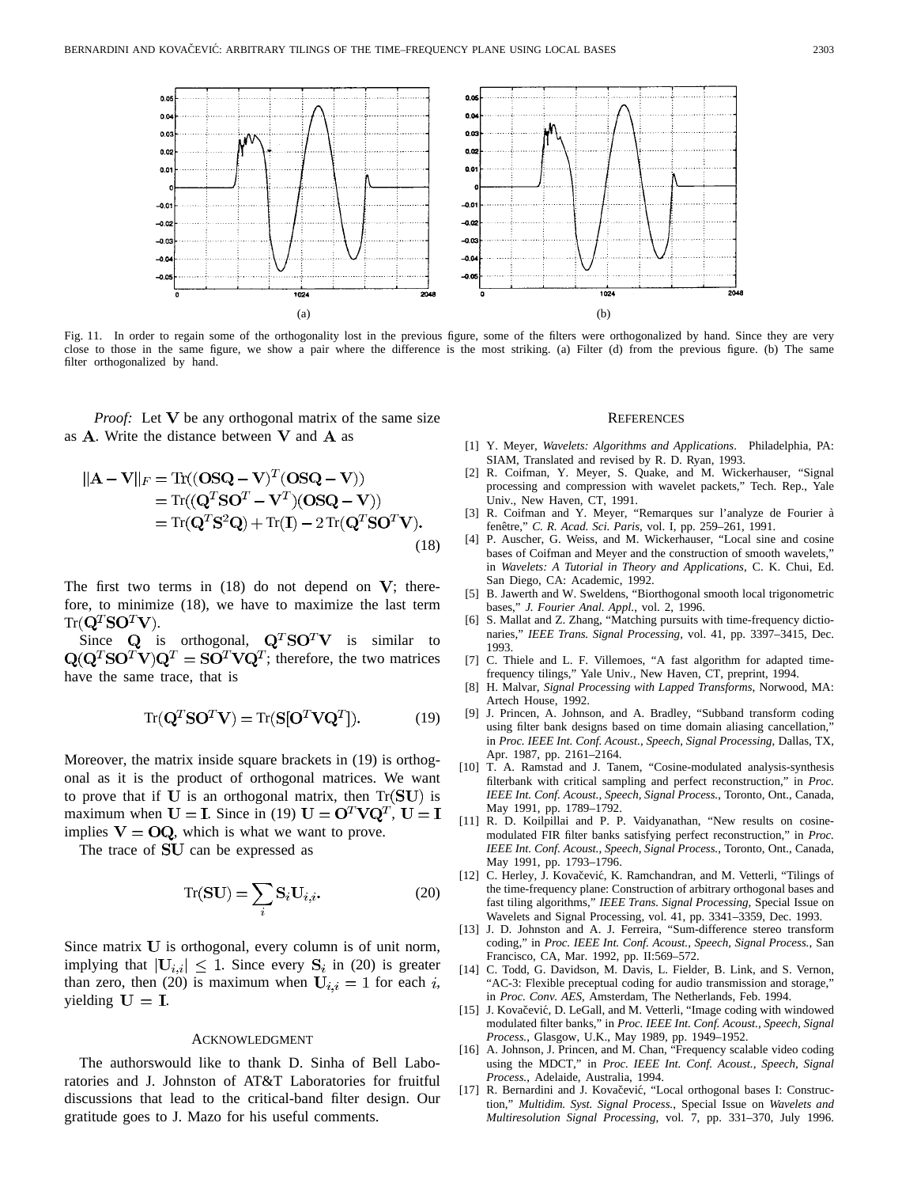Fig. 11. In order to regain some of the orthogonality lost in the previous figure, some of the filters were orthogonalized by hand. Since they are very close to those in the same figure, we show a pair where the difference is the most striking. (a) Filter (d) from the previous figure. (b) The same filter orthogonalized by hand.

*Proof:* Let $\mathbf{V}$ be any orthogonal matrix of the same size as $\mathbf{A}$. Write the distance between $\mathbf{V}$ and $\mathbf{A}$ as

$$
\begin{aligned}
\|\mathbf{A}-\mathbf{V}\|_F &= \mathrm{Tr}((\mathbf{OSQ}-\mathbf{V})^T(\mathbf{OSQ}-\mathbf{V})) \\
&= \mathrm{Tr}((\mathbf{Q}^T\mathbf{SO}^T-\mathbf{V}^T)(\mathbf{OSQ}-\mathbf{V})) \\
&= \mathrm{Tr}(\mathbf{Q}^T\mathbf{S}^2\mathbf{Q}) + \mathrm{Tr}(\mathbf{I}) - 2\,\mathrm{Tr}(\mathbf{Q}^T\mathbf{SO}^T\mathbf{V}).
\end{aligned} \tag{18}
$$

The first two terms in (18) do not depend on $\mathbf{V}$; therefore, to minimize (18), we have to maximize the last term $\mathrm{Tr}(\mathbf{Q}^T\mathbf{SO}^T\mathbf{V})$.

Since $\mathbf{Q}$ is orthogonal, $\mathbf{Q}^T\mathbf{SO}^T\mathbf{V}$ is similar to $\mathbf{Q}(\mathbf{Q}^T\mathbf{SO}^T\mathbf{V})\mathbf{Q}^T = \mathbf{SO}^T\mathbf{VQ}^T$; therefore, the two matrices have the same trace, that is

$$
\mathrm{Tr}(\mathbf{Q}^T\mathbf{SO}^T\mathbf{V}) = \mathrm{Tr}(\mathbf{S}[\mathbf{O}^T\mathbf{VQ}^T]). \tag{19}
$$

Moreover, the matrix inside square brackets in (19) is orthogonal as it is the product of orthogonal matrices. We want to prove that if $\mathbf{U}$ is an orthogonal matrix, then $\mathrm{Tr}(\mathbf{SU})$ is maximum when $\mathbf{U}=\mathbf{I}$. Since in (19) $\mathbf{U}=\mathbf{O}^T\mathbf{VQ}^T$, $\mathbf{U}=\mathbf{I}$ implies $\mathbf{V}=\mathbf{OQ}$, which is what we want to prove.

The trace of $\mathbf{SU}$ can be expressed as

$$
\mathrm{Tr}(\mathbf{SU}) = \sum_i \mathbf{S}_i \mathbf{U}_{i,i}. \tag{20}
$$

Since matrix $\mathbf{U}$ is orthogonal, every column is of unit norm, implying that $|\mathbf{U}_{i,i}| \leq 1$. Since every $\mathbf{S}_i$ in (20) is greater than zero, then (20) is maximum when $\mathbf{U}_{i,i} = 1$ for each $i$, yielding $\mathbf{U}=\mathbf{I}$.

## ACKNOWLEDGMENT

The authorswould like to thank D. Sinha of Bell Laboratories and J. Johnston of AT&T Laboratories for fruitful discussions that lead to the critical-band filter design. Our gratitude goes to J. Mazo for his useful comments.

## REFERENCES

[1] Y. Meyer, *Wavelets: Algorithms and Applications*. Philadelphia, PA: SIAM, Translated and revised by R. D. Ryan, 1993.

[2] R. Coifman, Y. Meyer, S. Quake, and M. Wickerhauser, "Signal processing and compression with wavelet packets," Tech. Rep., Yale Univ., New Haven, CT, 1991.

[3] R. Coifman and Y. Meyer, "Remarques sur l'analyze de Fourier à fenêtre," *C. R. Acad. Sci. Paris*, vol. I, pp. 259–261, 1991.

[4] P. Auscher, G. Weiss, and M. Wickerhauser, "Local sine and cosine bases of Coifman and Meyer and the construction of smooth wavelets," in *Wavelets: A Tutorial in Theory and Applications*, C. K. Chui, Ed. San Diego, CA: Academic, 1992.

[5] B. Jawerth and W. Sweldens, "Biorthogonal smooth local trigonometric bases," *J. Fourier Anal. Appl.*, vol. 2, 1996.

[6] S. Mallat and Z. Zhang, "Matching pursuits with time-frequency dictionaries," *IEEE Trans. Signal Processing*, vol. 41, pp. 3397–3415, Dec. 1993.

[7] C. Thiele and L. F. Villemoes, "A fast algorithm for adapted time-frequency tilings," Yale Univ., New Haven, CT, preprint, 1994.

[8] H. Malvar, *Signal Processing with Lapped Transforms*, Norwood, MA: Artech House, 1992.

[9] J. Princen, A. Johnson, and A. Bradley, "Subband transform coding using filter bank designs based on time domain aliasing cancellation," in *Proc. IEEE Int. Conf. Acoust., Speech, Signal Processing*, Dallas, TX, Apr. 1987, pp. 2161–2164.

[10] T. A. Ramstad and J. Tanem, "Cosine-modulated analysis-synthesis filterbank with critical sampling and perfect reconstruction," in *Proc. IEEE Int. Conf. Acoust., Speech, Signal Process.*, Toronto, Ont., Canada, May 1991, pp. 1789–1792.

[11] R. D. Koilpillai and P. P. Vaidyanathan, "New results on cosine-modulated FIR filter banks satisfying perfect reconstruction," in *Proc. IEEE Int. Conf. Acoust., Speech, Signal Process.*, Toronto, Ont., Canada, May 1991, pp. 1793–1796.

[12] C. Herley, J. Kovačević, K. Ramchandran, and M. Vetterli, "Tilings of the time-frequency plane: Construction of arbitrary orthogonal bases and fast tiling algorithms," *IEEE Trans. Signal Processing*, Special Issue on Wavelets and Signal Processing, vol. 41, pp. 3341–3359, Dec. 1993.

[13] J. D. Johnston and A. J. Ferreira, "Sum-difference stereo transform coding," in *Proc. IEEE Int. Conf. Acoust., Speech, Signal Process.*, San Francisco, CA, Mar. 1992, pp. II:569–572.

[14] C. Todd, G. Davidson, M. Davis, L. Fielder, B. Link, and S. Vernon, "AC-3: Flexible preceptual coding for audio transmission and storage," in *Proc. Conv. AES*, Amsterdam, The Netherlands, Feb. 1994.

[15] J. Kovačević, D. LeGall, and M. Vetterli, "Image coding with windowed modulated filter banks," in *Proc. IEEE Int. Conf. Acoust., Speech, Signal Process.*, Glasgow, U.K., May 1989, pp. 1949–1952.

[16] A. Johnson, J. Princen, and M. Chan, "Frequency scalable video coding using the MDCT," in *Proc. IEEE Int. Conf. Acoust., Speech, Signal Process.*, Adelaide, Australia, 1994.

[17] R. Bernardini and J. Kovačević, "Local orthogonal bases I: Construction," *Multidim. Syst. Signal Process.*, Special Issue on *Wavelets and Multiresolution Signal Processing*, vol. 7, pp. 331–370, July 1996.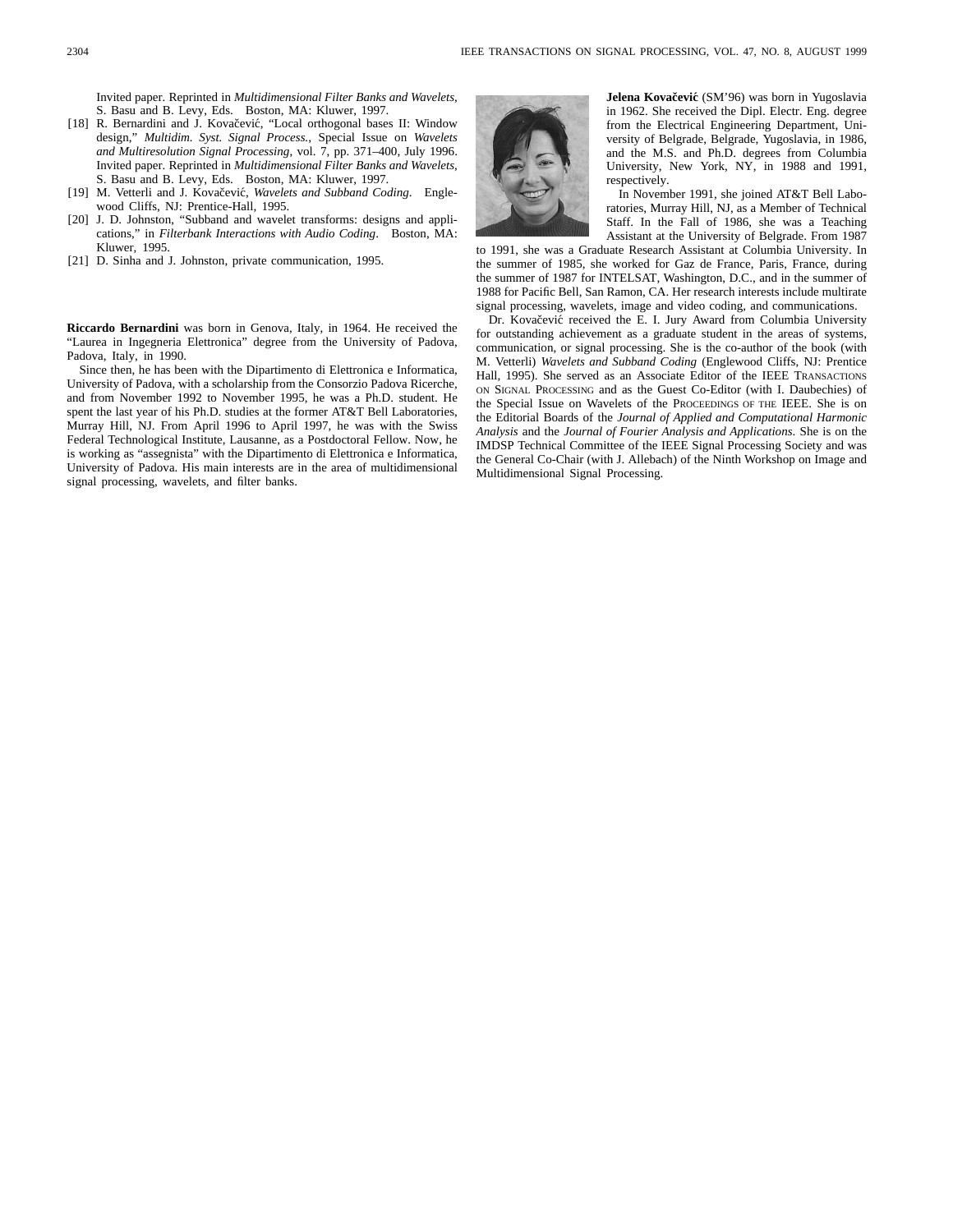Invited paper. Reprinted in *Multidimensional Filter Banks and Wavelets*, S. Basu and B. Levy, Eds. Boston, MA: Kluwer, 1997.

[18] R. Bernardini and J. Kovačević, "Local orthogonal bases II: Window design," *Multidim. Syst. Signal Process.*, Special Issue on *Wavelets and Multiresolution Signal Processing*, vol. 7, pp. 371–400, July 1996. Invited paper. Reprinted in *Multidimensional Filter Banks and Wavelets*, S. Basu and B. Levy, Eds. Boston, MA: Kluwer, 1997.

[19] M. Vetterli and J. Kovačević, *Wavelets and Subband Coding*. Englewood Cliffs, NJ: Prentice-Hall, 1995.

[20] J. D. Johnston, "Subband and wavelet transforms: designs and applications," in *Filterbank Interactions with Audio Coding*. Boston, MA: Kluwer, 1995.

[21] D. Sinha and J. Johnston, private communication, 1995.

**Riccardo Bernardini** was born in Genova, Italy, in 1964. He received the "Laurea in Ingegneria Elettronica" degree from the University of Padova, Padova, Italy, in 1990.

Since then, he has been with the Dipartimento di Elettronica e Informatica, University of Padova, with a scholarship from the Consorzio Padova Ricerche, and from November 1992 to November 1995, he was a Ph.D. student. He spent the last year of his Ph.D. studies at the former AT&T Bell Laboratories, Murray Hill, NJ. From April 1996 to April 1997, he was with the Swiss Federal Technological Institute, Lausanne, as a Postdoctoral Fellow. Now, he is working as "assegnista" with the Dipartimento di Elettronica e Informatica, University of Padova. His main interests are in the area of multidimensional signal processing, wavelets, and filter banks.

**Jelena Kovačević** (SM'96) was born in Yugoslavia in 1962. She received the Dipl. Electr. Eng. degree from the Electrical Engineering Department, University of Belgrade, Belgrade, Yugoslavia, in 1986, and the M.S. and Ph.D. degrees from Columbia University, New York, NY, in 1988 and 1991, respectively.

In November 1991, she joined AT&T Bell Laboratories, Murray Hill, NJ, as a Member of Technical Staff. In the Fall of 1986, she was a Teaching Assistant at the University of Belgrade. From 1987 to 1991, she was a Graduate Research Assistant at Columbia University. In the summer of 1985, she worked for Gaz de France, Paris, France, during the summer of 1987 for INTELSAT, Washington, D.C., and in the summer of 1988 for Pacific Bell, San Ramon, CA. Her research interests include multirate signal processing, wavelets, image and video coding, and communications.

Dr. Kovačević received the E. I. Jury Award from Columbia University for outstanding achievement as a graduate student in the areas of systems, communication, or signal processing. She is the co-author of the book (with M. Vetterli) *Wavelets and Subband Coding* (Englewood Cliffs, NJ: Prentice Hall, 1995). She served as an Associate Editor of the IEEE TRANSACTIONS ON SIGNAL PROCESSING and as the Guest Co-Editor (with I. Daubechies) of the Special Issue on Wavelets of the PROCEEDINGS OF THE IEEE. She is on the Editorial Boards of the *Journal of Applied and Computational Harmonic Analysis* and the *Journal of Fourier Analysis and Applications*. She is on the IMDSP Technical Committee of the IEEE Signal Processing Society and was the General Co-Chair (with J. Allebach) of the Ninth Workshop on Image and Multidimensional Signal Processing.